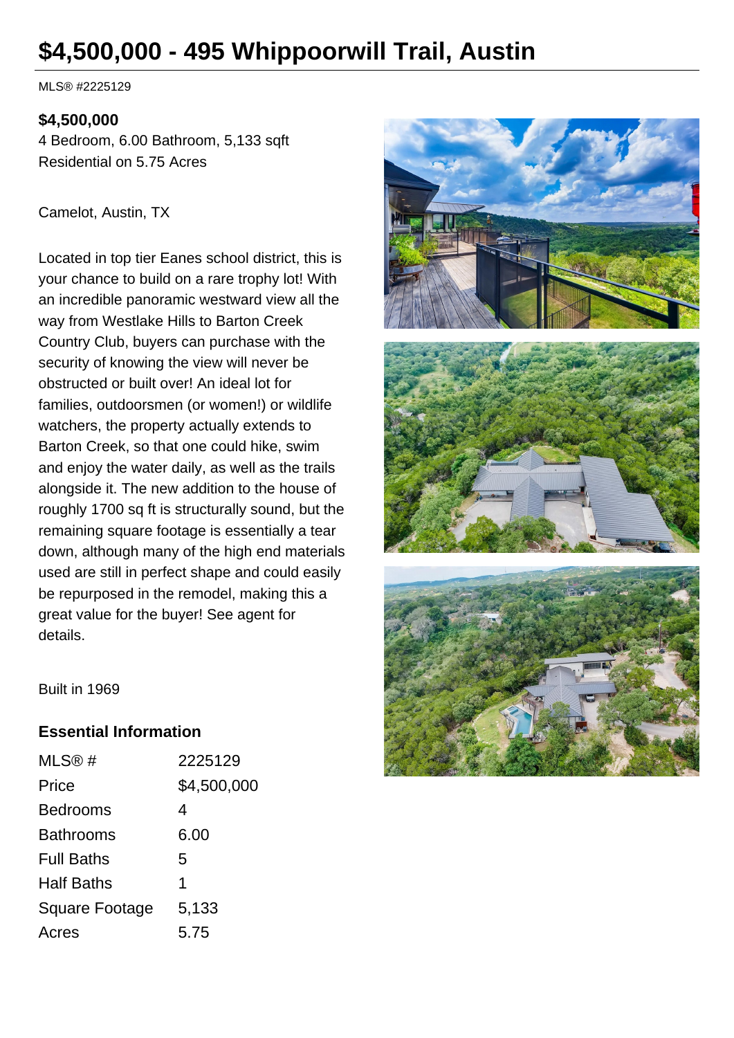# $4,500,000 - 495 Whippoorwill Trail, Austin

MLS® #2225129

**$4,500,000**
4 Bedroom, 6.00 Bathroom, 5,133 sqft
Residential on 5.75 Acres

Camelot, Austin, TX

Located in top tier Eanes school district, this is your chance to build on a rare trophy lot! With an incredible panoramic westward view all the way from Westlake Hills to Barton Creek Country Club, buyers can purchase with the security of knowing the view will never be obstructed or built over! An ideal lot for families, outdoorsmen (or women!) or wildlife watchers, the property actually extends to Barton Creek, so that one could hike, swim and enjoy the water daily, as well as the trails alongside it. The new addition to the house of roughly 1700 sq ft is structurally sound, but the remaining square footage is essentially a tear down, although many of the high end materials used are still in perfect shape and could easily be repurposed in the remodel, making this a great value for the buyer! See agent for details.

Built in 1969

## Essential Information

| | |
|---|---|
| MLS® # | 2225129 |
| Price | $4,500,000 |
| Bedrooms | 4 |
| Bathrooms | 6.00 |
| Full Baths | 5 |
| Half Baths | 1 |
| Square Footage | 5,133 |
| Acres | 5.75 |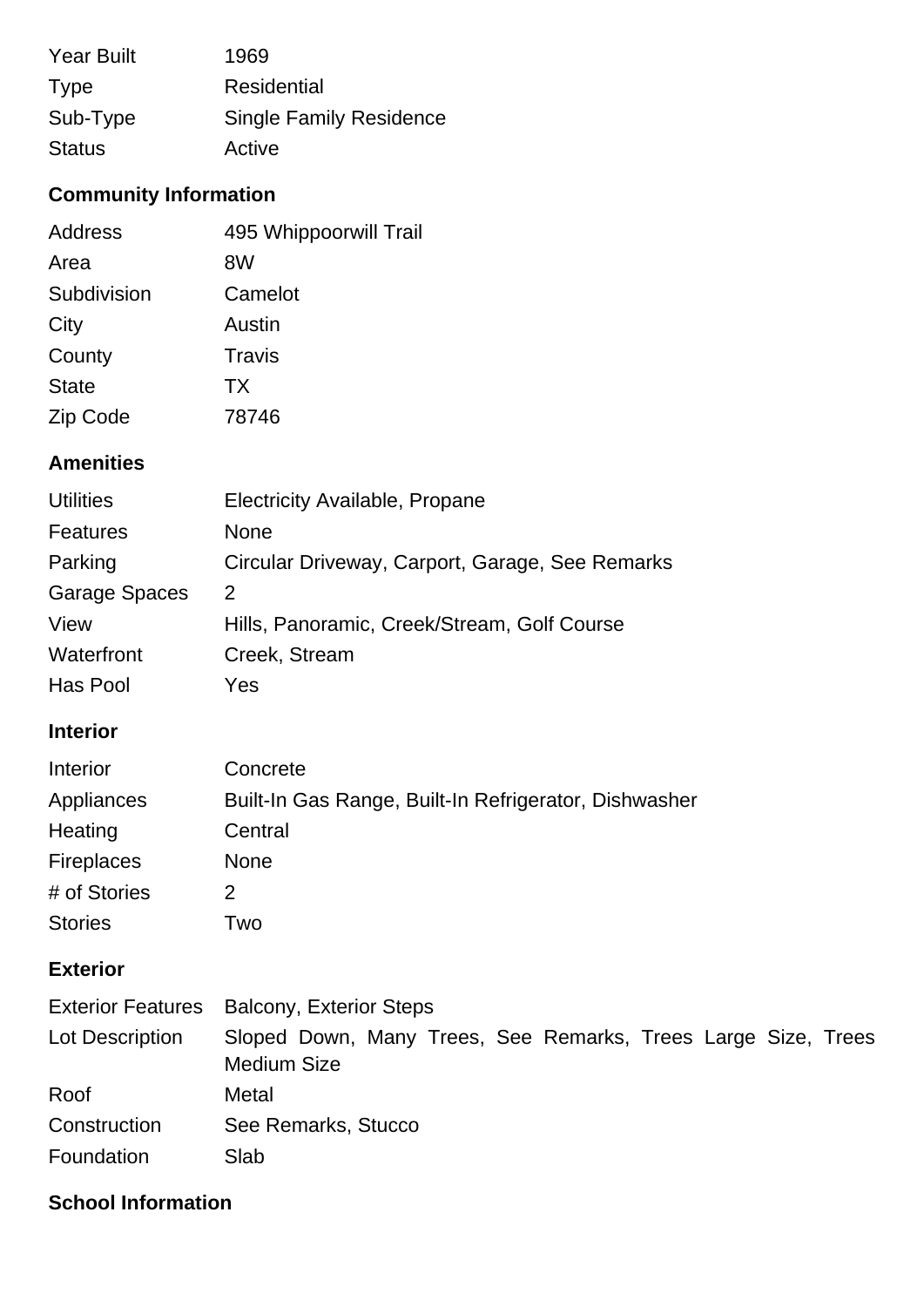| | |
|---|---|
| Year Built | 1969 |
| Type | Residential |
| Sub-Type | Single Family Residence |
| Status | Active |

## Community Information

| | |
|---|---|
| Address | 495 Whippoorwill Trail |
| Area | 8W |
| Subdivision | Camelot |
| City | Austin |
| County | Travis |
| State | TX |
| Zip Code | 78746 |

## Amenities

| | |
|---|---|
| Utilities | Electricity Available, Propane |
| Features | None |
| Parking | Circular Driveway, Carport, Garage, See Remarks |
| Garage Spaces | 2 |
| View | Hills, Panoramic, Creek/Stream, Golf Course |
| Waterfront | Creek, Stream |
| Has Pool | Yes |

## Interior

| | |
|---|---|
| Interior | Concrete |
| Appliances | Built-In Gas Range, Built-In Refrigerator, Dishwasher |
| Heating | Central |
| Fireplaces | None |
| # of Stories | 2 |
| Stories | Two |

## Exterior

| | |
|---|---|
| Exterior Features | Balcony, Exterior Steps |
| Lot Description | Sloped Down, Many Trees, See Remarks, Trees Large Size, Trees Medium Size |
| Roof | Metal |
| Construction | See Remarks, Stucco |
| Foundation | Slab |

## School Information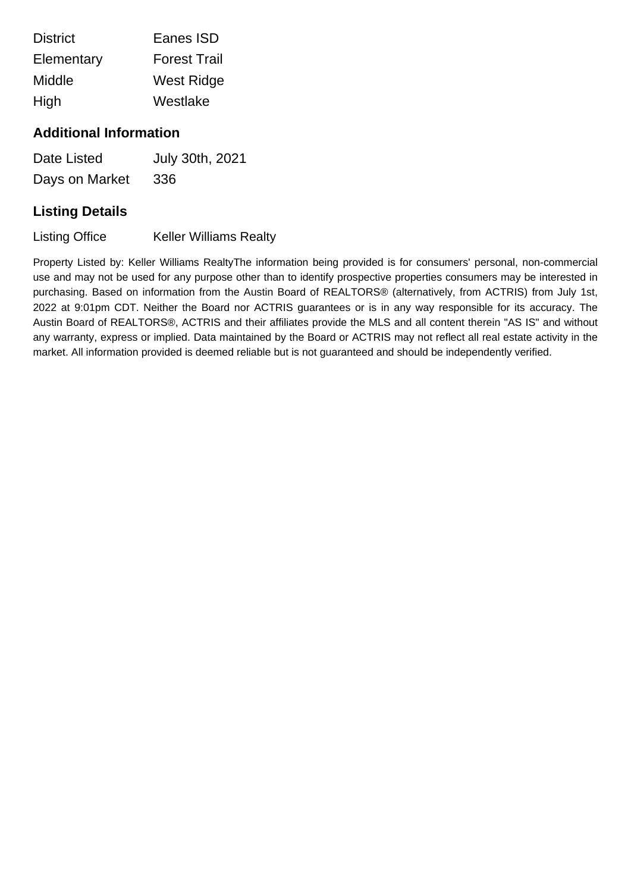| | |
|---|---|
| District | Eanes ISD |
| Elementary | Forest Trail |
| Middle | West Ridge |
| High | Westlake |

## Additional Information

| | |
|---|---|
| Date Listed | July 30th, 2021 |
| Days on Market | 336 |

## Listing Details

| | |
|---|---|
| Listing Office | Keller Williams Realty |

Property Listed by: Keller Williams RealtyThe information being provided is for consumers' personal, non-commercial use and may not be used for any purpose other than to identify prospective properties consumers may be interested in purchasing. Based on information from the Austin Board of REALTORS® (alternatively, from ACTRIS) from July 1st, 2022 at 9:01pm CDT. Neither the Board nor ACTRIS guarantees or is in any way responsible for its accuracy. The Austin Board of REALTORS®, ACTRIS and their affiliates provide the MLS and all content therein "AS IS" and without any warranty, express or implied. Data maintained by the Board or ACTRIS may not reflect all real estate activity in the market. All information provided is deemed reliable but is not guaranteed and should be independently verified.